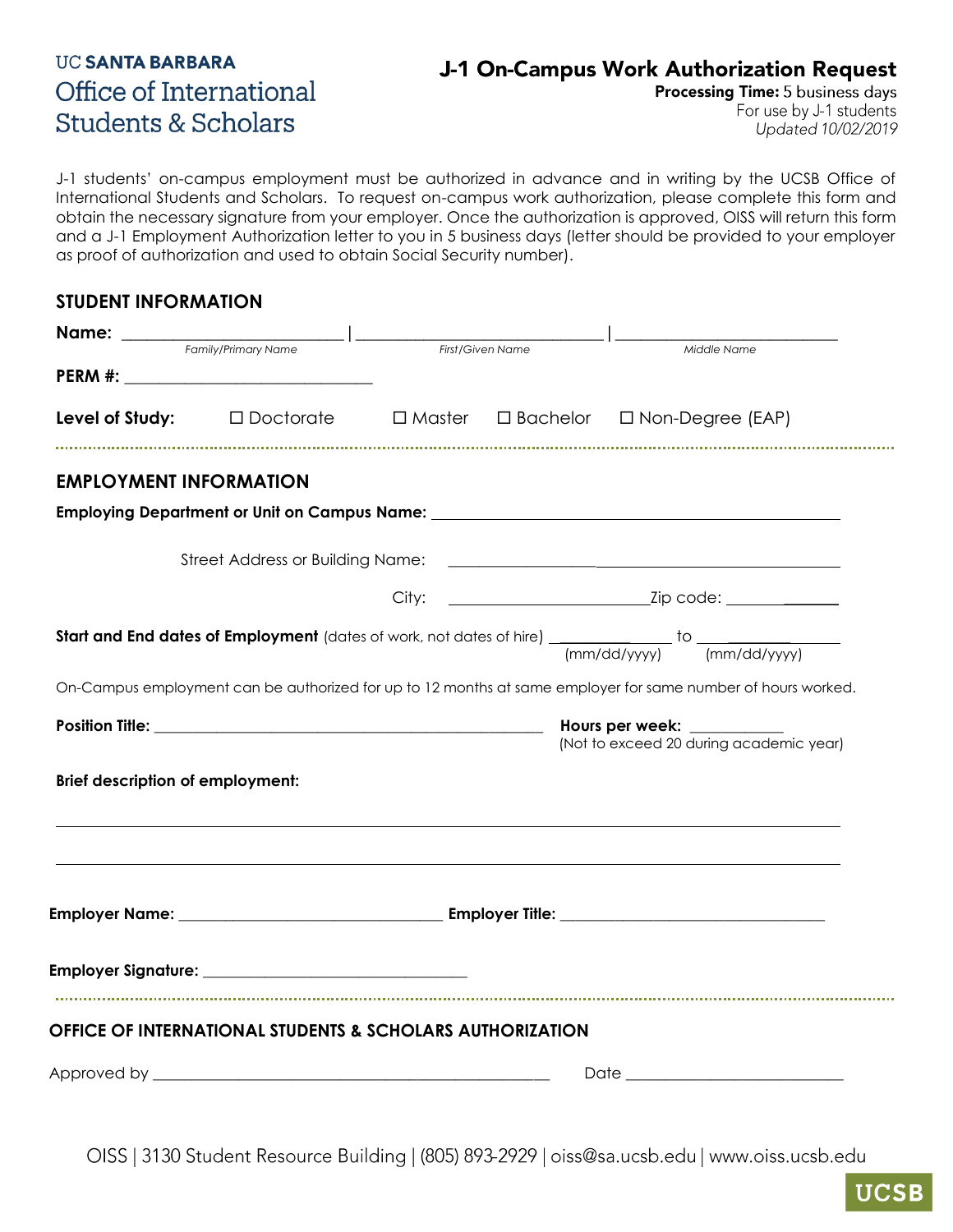UC SANTA BARBARA
Office of International Students & Scholars

# J-1 On-Campus Work Authorization Request

**Processing Time:** 5 business days
For use by J-1 students
*Updated 10/02/2019*

J-1 students' on-campus employment must be authorized in advance and in writing by the UCSB Office of International Students and Scholars. To request on-campus work authorization, please complete this form and obtain the necessary signature from your employer. Once the authorization is approved, OISS will return this form and a J-1 Employment Authorization letter to you in 5 business days (letter should be provided to your employer as proof of authorization and used to obtain Social Security number).

## STUDENT INFORMATION

**Name:** ______________________ | ______________________ | ______________________
*Family/Primary Name* | *First/Given Name* | *Middle Name*

**PERM #:** ______________________

**Level of Study:** ☐ Doctorate ☐ Master ☐ Bachelor ☐ Non-Degree (EAP)

## EMPLOYMENT INFORMATION

**Employing Department or Unit on Campus Name:** ______________________

Street Address or Building Name: ______________________

City: ______________________ Zip code: ______________________

**Start and End dates of Employment** (dates of work, not dates of hire) ____________ to ____________
(mm/dd/yyyy) (mm/dd/yyyy)

On-Campus employment can be authorized for up to 12 months at same employer for same number of hours worked.

**Position Title:** ______________________ **Hours per week:** ____________
(Not to exceed 20 during academic year)

**Brief description of employment:**

______________________________________________

______________________________________________

**Employer Name:** ______________________ **Employer Title:** ______________________

**Employer Signature:** ______________________

## OFFICE OF INTERNATIONAL STUDENTS & SCHOLARS AUTHORIZATION

Approved by ______________________ Date ______________________

OISS | 3130 Student Resource Building | (805) 893-2929 | oiss@sa.ucsb.edu | www.oiss.ucsb.edu

UCSB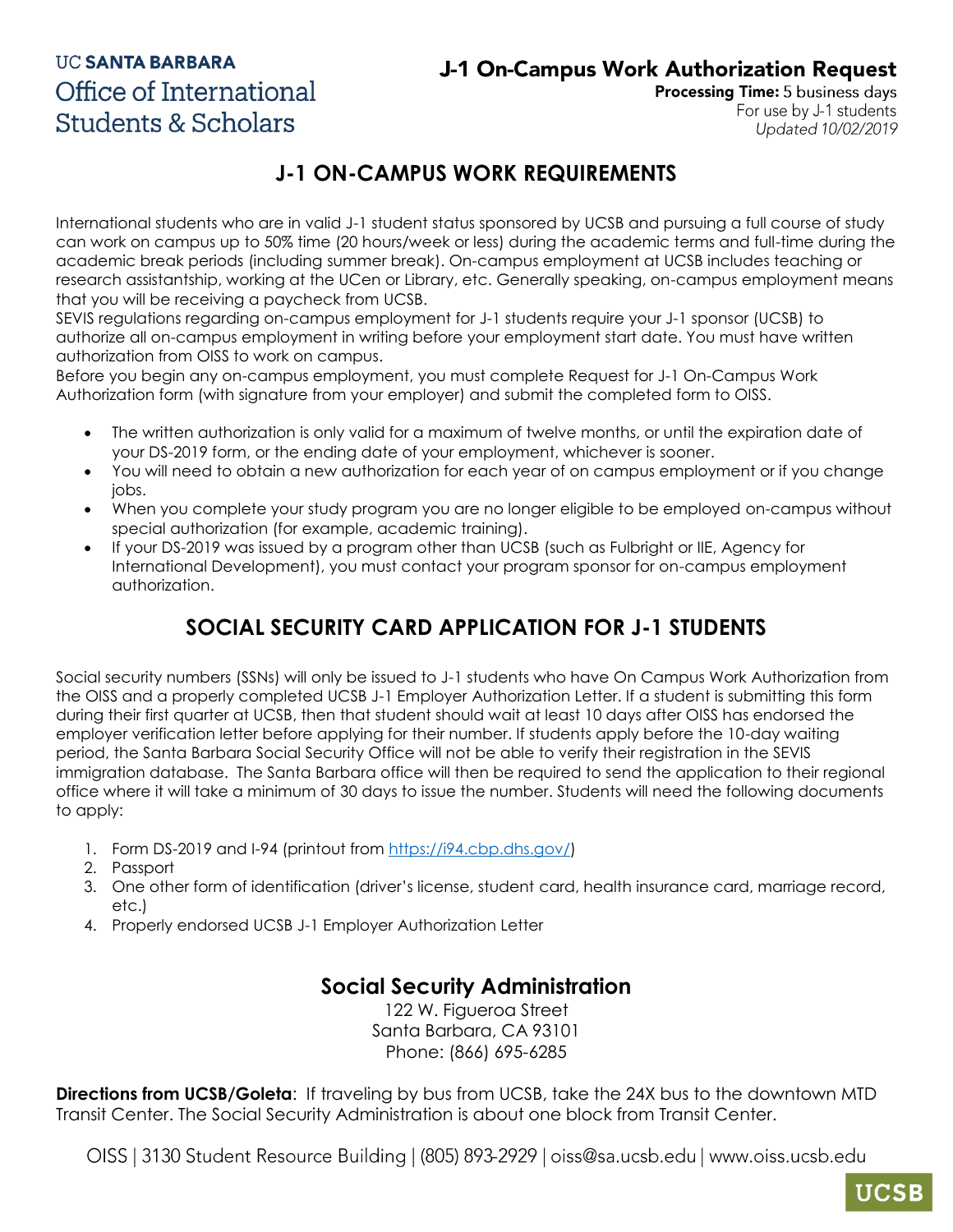UC **SANTA BARBARA**
Office of International Students & Scholars

# J-1 On-Campus Work Authorization Request

**Processing Time:** 5 business days
For use by J-1 students
*Updated 10/02/2019*

## J-1 ON-CAMPUS WORK REQUIREMENTS

International students who are in valid J-1 student status sponsored by UCSB and pursuing a full course of study can work on campus up to 50% time (20 hours/week or less) during the academic terms and full-time during the academic break periods (including summer break). On-campus employment at UCSB includes teaching or research assistantship, working at the UCen or Library, etc. Generally speaking, on-campus employment means that you will be receiving a paycheck from UCSB.

SEVIS regulations regarding on-campus employment for J-1 students require your J-1 sponsor (UCSB) to authorize all on-campus employment in writing before your employment start date. You must have written authorization from OISS to work on campus.

Before you begin any on-campus employment, you must complete Request for J-1 On-Campus Work Authorization form (with signature from your employer) and submit the completed form to OISS.

- The written authorization is only valid for a maximum of twelve months, or until the expiration date of your DS-2019 form, or the ending date of your employment, whichever is sooner.
- You will need to obtain a new authorization for each year of on campus employment or if you change jobs.
- When you complete your study program you are no longer eligible to be employed on-campus without special authorization (for example, academic training).
- If your DS-2019 was issued by a program other than UCSB (such as Fulbright or IIE, Agency for International Development), you must contact your program sponsor for on-campus employment authorization.

## SOCIAL SECURITY CARD APPLICATION FOR J-1 STUDENTS

Social security numbers (SSNs) will only be issued to J-1 students who have On Campus Work Authorization from the OISS and a properly completed UCSB J-1 Employer Authorization Letter. If a student is submitting this form during their first quarter at UCSB, then that student should wait at least 10 days after OISS has endorsed the employer verification letter before applying for their number. If students apply before the 10-day waiting period, the Santa Barbara Social Security Office will not be able to verify their registration in the SEVIS immigration database. The Santa Barbara office will then be required to send the application to their regional office where it will take a minimum of 30 days to issue the number. Students will need the following documents to apply:

1. Form DS-2019 and I-94 (printout from https://i94.cbp.dhs.gov/)
2. Passport
3. One other form of identification (driver's license, student card, health insurance card, marriage record, etc.)
4. Properly endorsed UCSB J-1 Employer Authorization Letter

### Social Security Administration

122 W. Figueroa Street
Santa Barbara, CA 93101
Phone: (866) 695-6285

**Directions from UCSB/Goleta**: If traveling by bus from UCSB, take the 24X bus to the downtown MTD Transit Center. The Social Security Administration is about one block from Transit Center.

OISS | 3130 Student Resource Building | (805) 893-2929 | oiss@sa.ucsb.edu | www.oiss.ucsb.edu